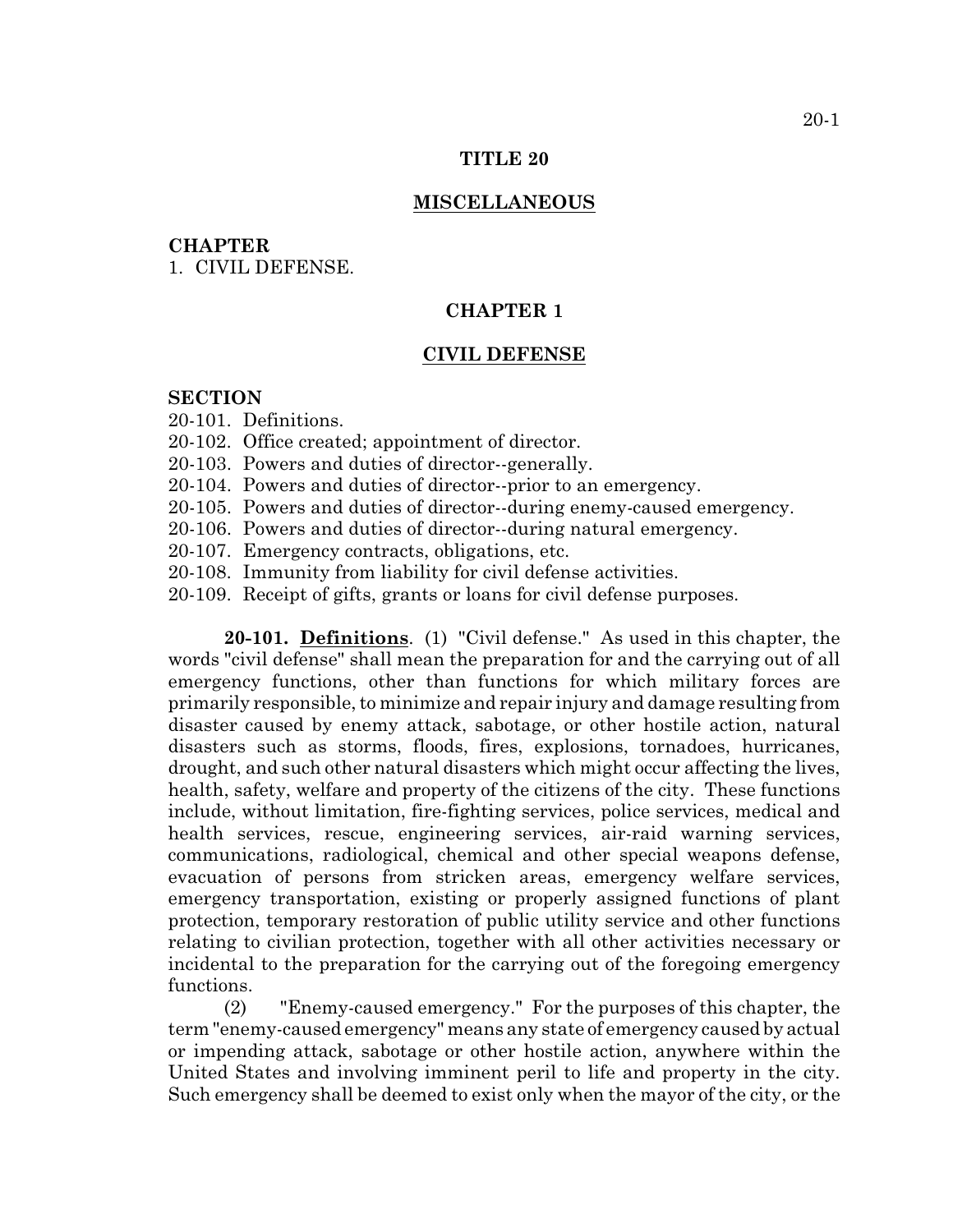# TITLE 20

## MISCELLANEOUS

**CHAPTER**
1. CIVIL DEFENSE.

## CHAPTER 1

## CIVIL DEFENSE

**SECTION**
20-101. Definitions.
20-102. Office created; appointment of director.
20-103. Powers and duties of director--generally.
20-104. Powers and duties of director--prior to an emergency.
20-105. Powers and duties of director--during enemy-caused emergency.
20-106. Powers and duties of director--during natural emergency.
20-107. Emergency contracts, obligations, etc.
20-108. Immunity from liability for civil defense activities.
20-109. Receipt of gifts, grants or loans for civil defense purposes.

**20-101. Definitions**. (1) "Civil defense." As used in this chapter, the words "civil defense" shall mean the preparation for and the carrying out of all emergency functions, other than functions for which military forces are primarily responsible, to minimize and repair injury and damage resulting from disaster caused by enemy attack, sabotage, or other hostile action, natural disasters such as storms, floods, fires, explosions, tornadoes, hurricanes, drought, and such other natural disasters which might occur affecting the lives, health, safety, welfare and property of the citizens of the city. These functions include, without limitation, fire-fighting services, police services, medical and health services, rescue, engineering services, air-raid warning services, communications, radiological, chemical and other special weapons defense, evacuation of persons from stricken areas, emergency welfare services, emergency transportation, existing or properly assigned functions of plant protection, temporary restoration of public utility service and other functions relating to civilian protection, together with all other activities necessary or incidental to the preparation for the carrying out of the foregoing emergency functions.

(2) "Enemy-caused emergency." For the purposes of this chapter, the term "enemy-caused emergency" means any state of emergency caused by actual or impending attack, sabotage or other hostile action, anywhere within the United States and involving imminent peril to life and property in the city. Such emergency shall be deemed to exist only when the mayor of the city, or the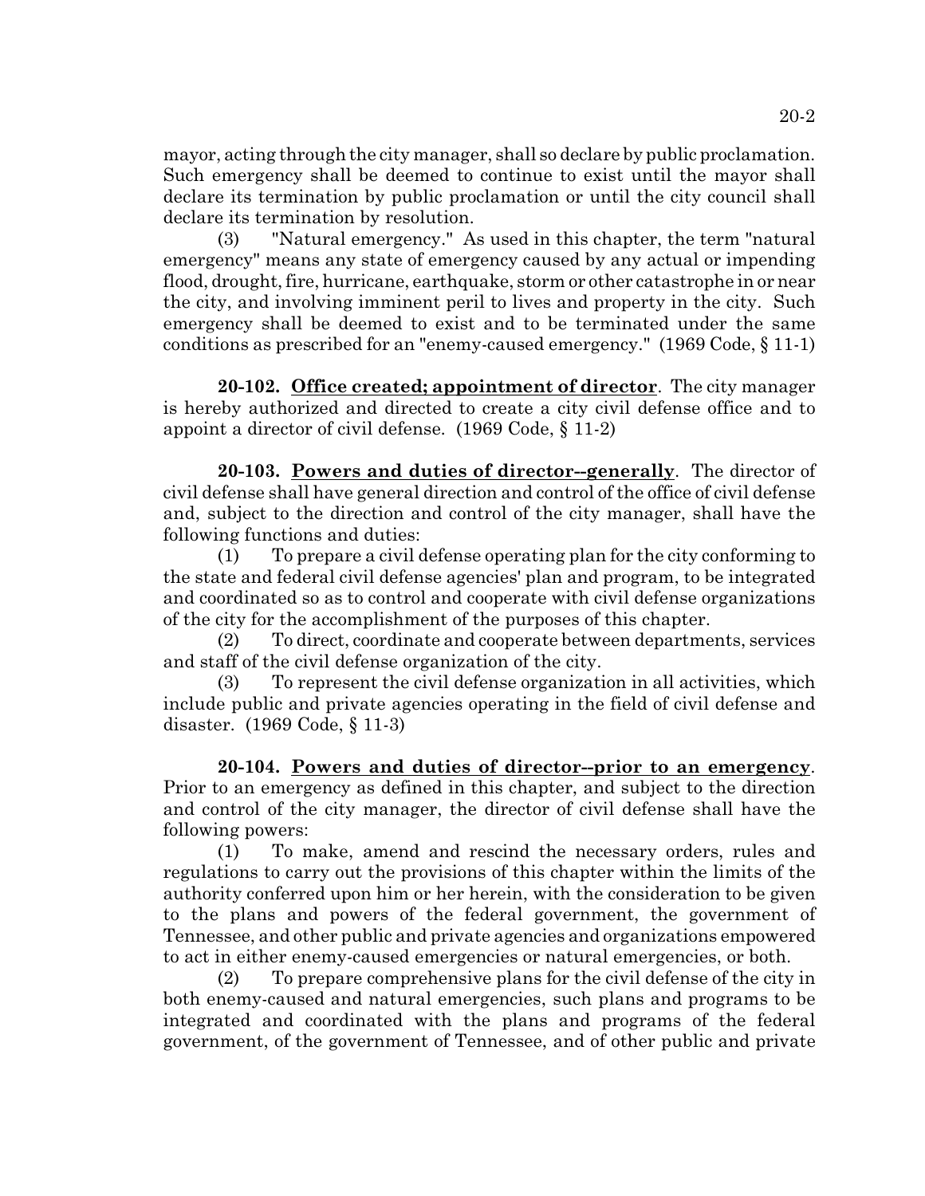mayor, acting through the city manager, shall so declare by public proclamation. Such emergency shall be deemed to continue to exist until the mayor shall declare its termination by public proclamation or until the city council shall declare its termination by resolution.

(3) "Natural emergency." As used in this chapter, the term "natural emergency" means any state of emergency caused by any actual or impending flood, drought, fire, hurricane, earthquake, storm or other catastrophe in or near the city, and involving imminent peril to lives and property in the city. Such emergency shall be deemed to exist and to be terminated under the same conditions as prescribed for an "enemy-caused emergency." (1969 Code, § 11-1)

**20-102. <u>Office created; appointment of director</u>**. The city manager is hereby authorized and directed to create a city civil defense office and to appoint a director of civil defense. (1969 Code, § 11-2)

**20-103. <u>Powers and duties of director--generally</u>**. The director of civil defense shall have general direction and control of the office of civil defense and, subject to the direction and control of the city manager, shall have the following functions and duties:

(1) To prepare a civil defense operating plan for the city conforming to the state and federal civil defense agencies' plan and program, to be integrated and coordinated so as to control and cooperate with civil defense organizations of the city for the accomplishment of the purposes of this chapter.

(2) To direct, coordinate and cooperate between departments, services and staff of the civil defense organization of the city.

(3) To represent the civil defense organization in all activities, which include public and private agencies operating in the field of civil defense and disaster. (1969 Code, § 11-3)

**20-104. <u>Powers and duties of director--prior to an emergency</u>**. Prior to an emergency as defined in this chapter, and subject to the direction and control of the city manager, the director of civil defense shall have the following powers:

(1) To make, amend and rescind the necessary orders, rules and regulations to carry out the provisions of this chapter within the limits of the authority conferred upon him or her herein, with the consideration to be given to the plans and powers of the federal government, the government of Tennessee, and other public and private agencies and organizations empowered to act in either enemy-caused emergencies or natural emergencies, or both.

(2) To prepare comprehensive plans for the civil defense of the city in both enemy-caused and natural emergencies, such plans and programs to be integrated and coordinated with the plans and programs of the federal government, of the government of Tennessee, and of other public and private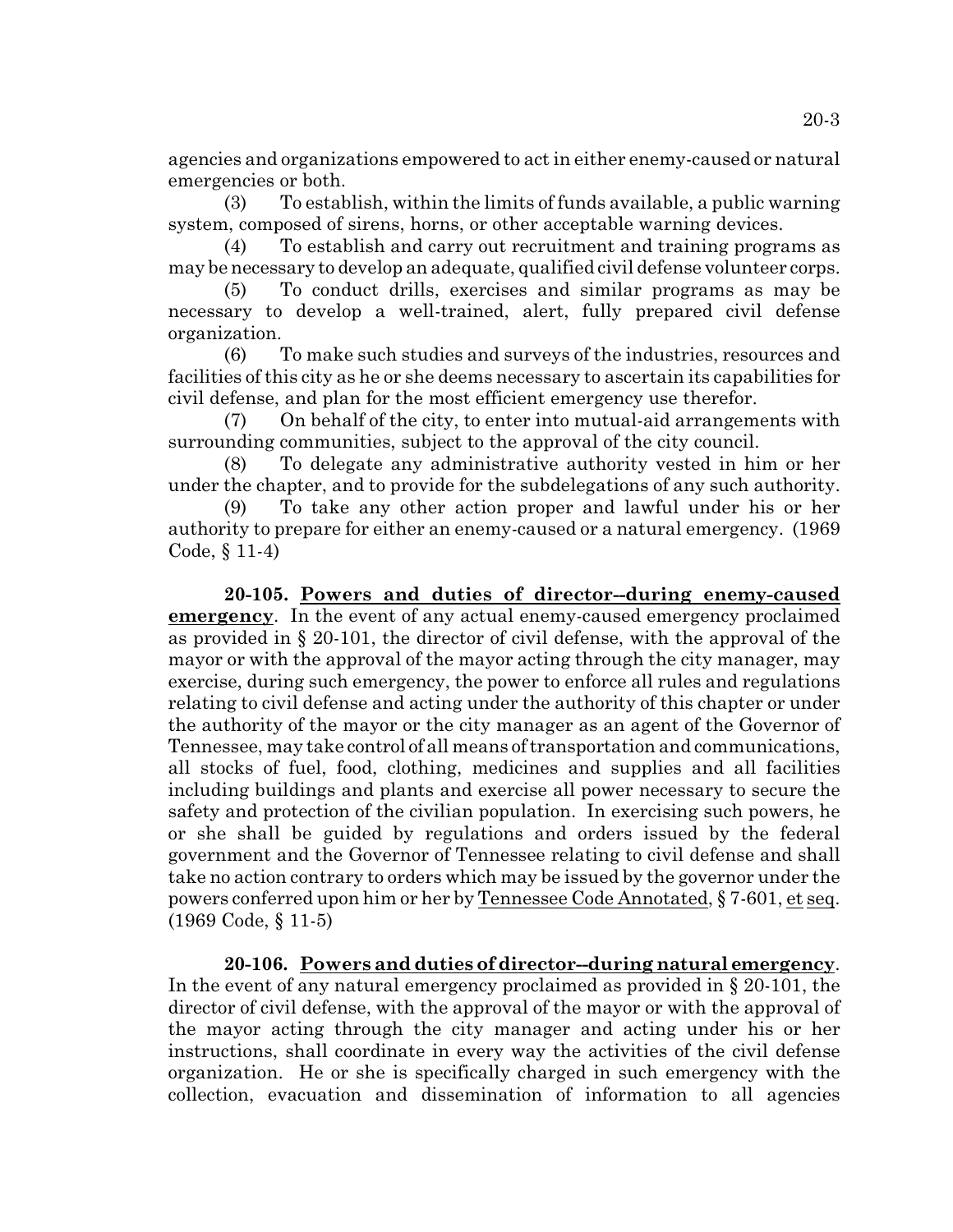agencies and organizations empowered to act in either enemy-caused or natural emergencies or both.

(3) To establish, within the limits of funds available, a public warning system, composed of sirens, horns, or other acceptable warning devices.

(4) To establish and carry out recruitment and training programs as may be necessary to develop an adequate, qualified civil defense volunteer corps.

(5) To conduct drills, exercises and similar programs as may be necessary to develop a well-trained, alert, fully prepared civil defense organization.

(6) To make such studies and surveys of the industries, resources and facilities of this city as he or she deems necessary to ascertain its capabilities for civil defense, and plan for the most efficient emergency use therefor.

(7) On behalf of the city, to enter into mutual-aid arrangements with surrounding communities, subject to the approval of the city council.

(8) To delegate any administrative authority vested in him or her under the chapter, and to provide for the subdelegations of any such authority.

(9) To take any other action proper and lawful under his or her authority to prepare for either an enemy-caused or a natural emergency. (1969 Code, § 11-4)

**20-105. Powers and duties of director--during enemy-caused emergency**. In the event of any actual enemy-caused emergency proclaimed as provided in § 20-101, the director of civil defense, with the approval of the mayor or with the approval of the mayor acting through the city manager, may exercise, during such emergency, the power to enforce all rules and regulations relating to civil defense and acting under the authority of this chapter or under the authority of the mayor or the city manager as an agent of the Governor of Tennessee, may take control of all means of transportation and communications, all stocks of fuel, food, clothing, medicines and supplies and all facilities including buildings and plants and exercise all power necessary to secure the safety and protection of the civilian population. In exercising such powers, he or she shall be guided by regulations and orders issued by the federal government and the Governor of Tennessee relating to civil defense and shall take no action contrary to orders which may be issued by the governor under the powers conferred upon him or her by Tennessee Code Annotated, § 7-601, et seq. (1969 Code, § 11-5)

**20-106. Powers and duties of director--during natural emergency**. In the event of any natural emergency proclaimed as provided in § 20-101, the director of civil defense, with the approval of the mayor or with the approval of the mayor acting through the city manager and acting under his or her instructions, shall coordinate in every way the activities of the civil defense organization. He or she is specifically charged in such emergency with the collection, evacuation and dissemination of information to all agencies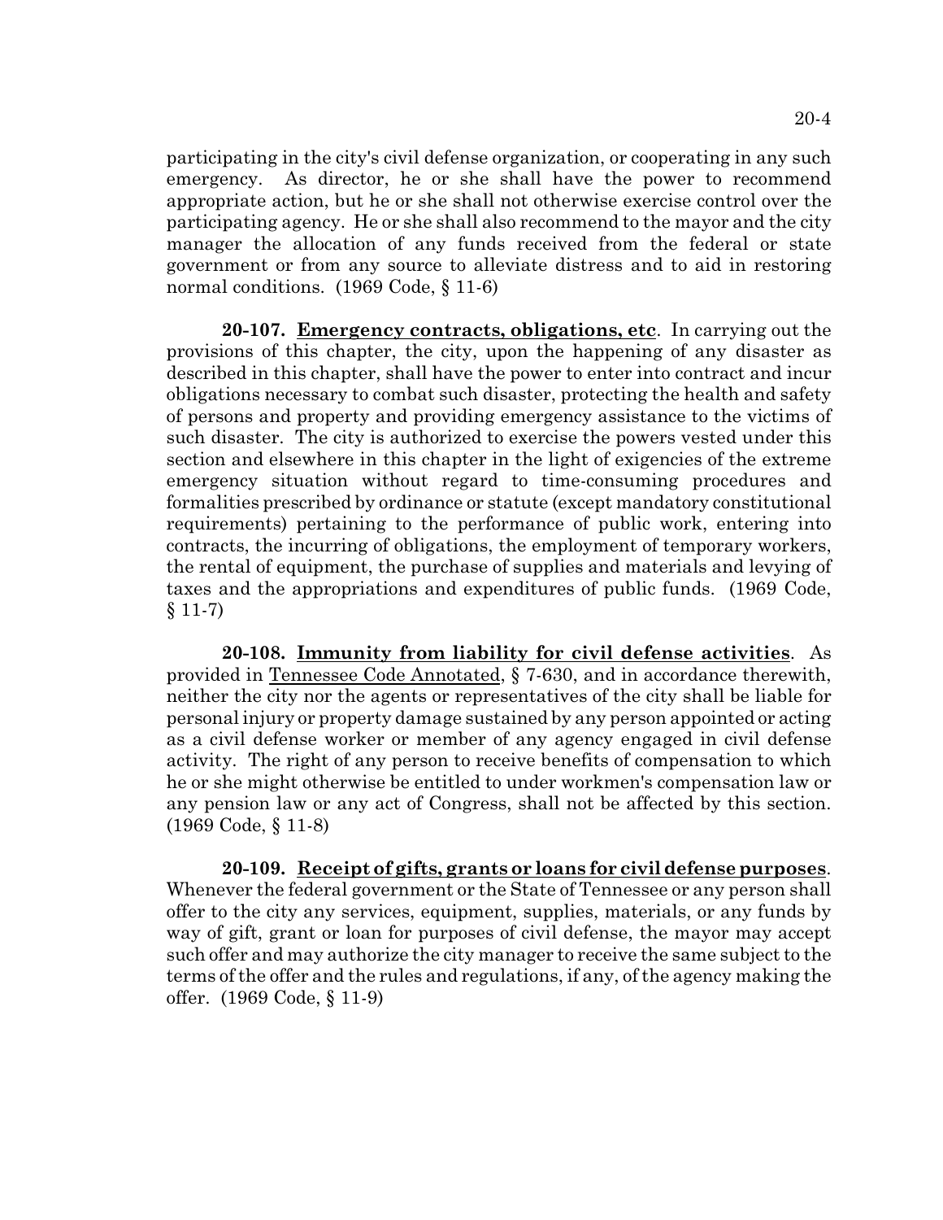participating in the city's civil defense organization, or cooperating in any such emergency. As director, he or she shall have the power to recommend appropriate action, but he or she shall not otherwise exercise control over the participating agency. He or she shall also recommend to the mayor and the city manager the allocation of any funds received from the federal or state government or from any source to alleviate distress and to aid in restoring normal conditions. (1969 Code, § 11-6)

**20-107. Emergency contracts, obligations, etc**. In carrying out the provisions of this chapter, the city, upon the happening of any disaster as described in this chapter, shall have the power to enter into contract and incur obligations necessary to combat such disaster, protecting the health and safety of persons and property and providing emergency assistance to the victims of such disaster. The city is authorized to exercise the powers vested under this section and elsewhere in this chapter in the light of exigencies of the extreme emergency situation without regard to time-consuming procedures and formalities prescribed by ordinance or statute (except mandatory constitutional requirements) pertaining to the performance of public work, entering into contracts, the incurring of obligations, the employment of temporary workers, the rental of equipment, the purchase of supplies and materials and levying of taxes and the appropriations and expenditures of public funds. (1969 Code, § 11-7)

**20-108. Immunity from liability for civil defense activities**. As provided in Tennessee Code Annotated, § 7-630, and in accordance therewith, neither the city nor the agents or representatives of the city shall be liable for personal injury or property damage sustained by any person appointed or acting as a civil defense worker or member of any agency engaged in civil defense activity. The right of any person to receive benefits of compensation to which he or she might otherwise be entitled to under workmen's compensation law or any pension law or any act of Congress, shall not be affected by this section. (1969 Code, § 11-8)

**20-109. Receipt of gifts, grants or loans for civil defense purposes**. Whenever the federal government or the State of Tennessee or any person shall offer to the city any services, equipment, supplies, materials, or any funds by way of gift, grant or loan for purposes of civil defense, the mayor may accept such offer and may authorize the city manager to receive the same subject to the terms of the offer and the rules and regulations, if any, of the agency making the offer. (1969 Code, § 11-9)